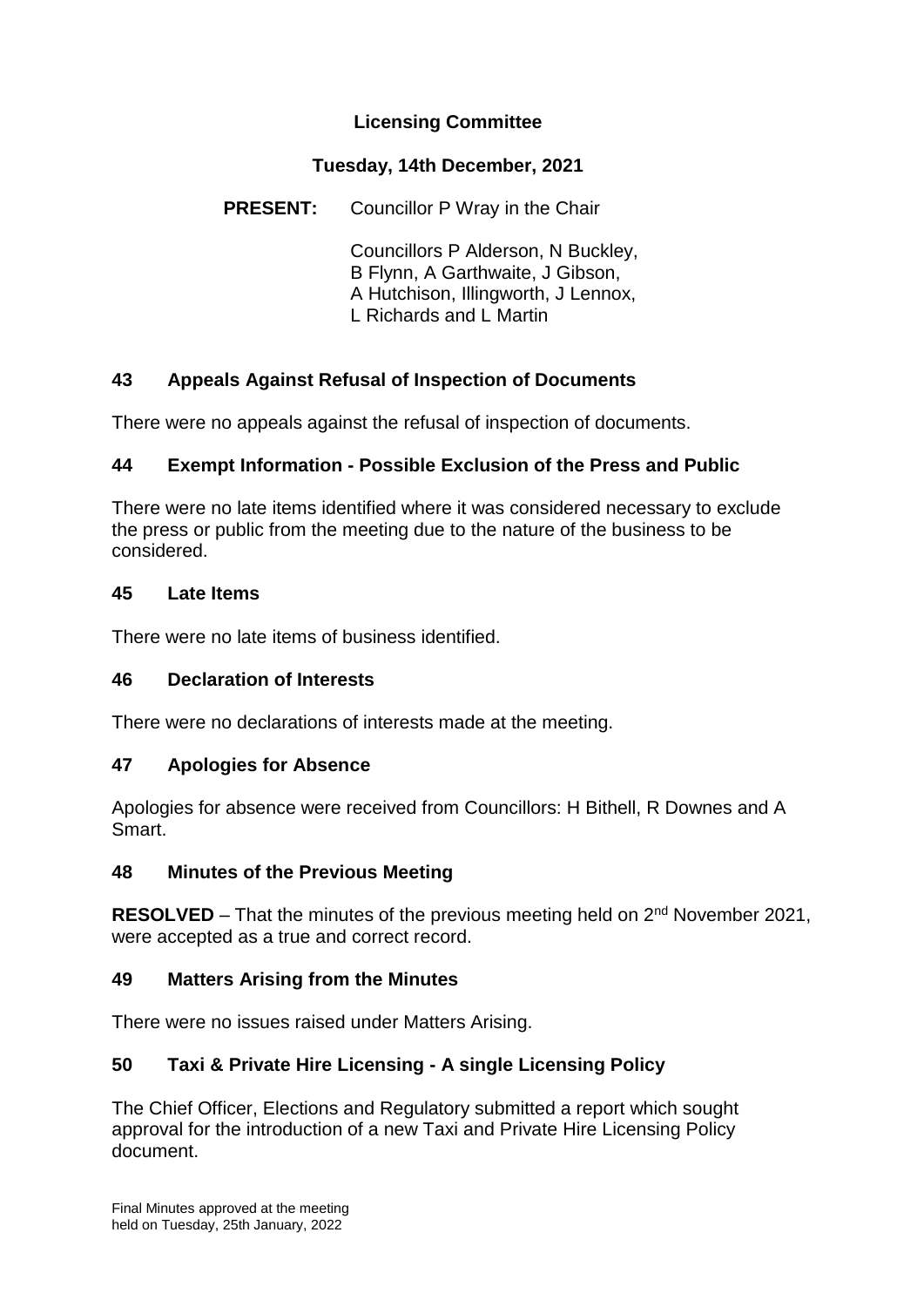# Licensing Committee

## Tuesday, 14th December, 2021

**PRESENT:** Councillor P Wray in the Chair

Councillors P Alderson, N Buckley, B Flynn, A Garthwaite, J Gibson, A Hutchison, Illingworth, J Lennox, L Richards and L Martin

### 43 Appeals Against Refusal of Inspection of Documents

There were no appeals against the refusal of inspection of documents.

### 44 Exempt Information - Possible Exclusion of the Press and Public

There were no late items identified where it was considered necessary to exclude the press or public from the meeting due to the nature of the business to be considered.

### 45 Late Items

There were no late items of business identified.

### 46 Declaration of Interests

There were no declarations of interests made at the meeting.

### 47 Apologies for Absence

Apologies for absence were received from Councillors: H Bithell, R Downes and A Smart.

### 48 Minutes of the Previous Meeting

**RESOLVED** – That the minutes of the previous meeting held on 2nd November 2021, were accepted as a true and correct record.

### 49 Matters Arising from the Minutes

There were no issues raised under Matters Arising.

### 50 Taxi & Private Hire Licensing - A single Licensing Policy

The Chief Officer, Elections and Regulatory submitted a report which sought approval for the introduction of a new Taxi and Private Hire Licensing Policy document.

Final Minutes approved at the meeting held on Tuesday, 25th January, 2022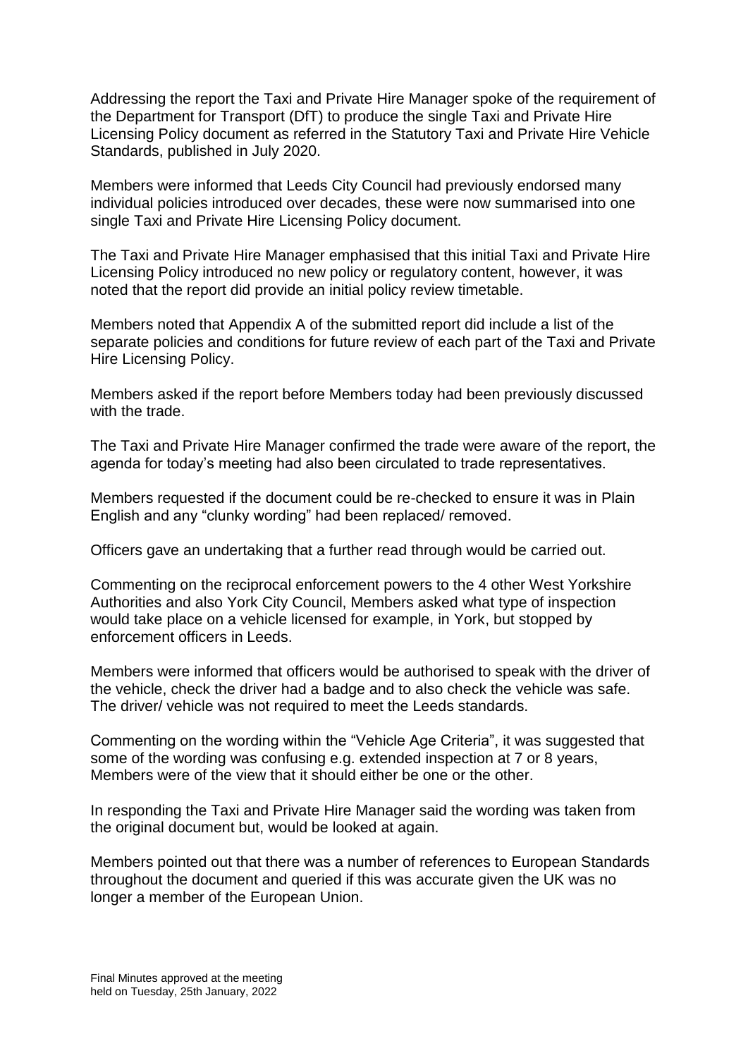Addressing the report the Taxi and Private Hire Manager spoke of the requirement of the Department for Transport (DfT) to produce the single Taxi and Private Hire Licensing Policy document as referred in the Statutory Taxi and Private Hire Vehicle Standards, published in July 2020.

Members were informed that Leeds City Council had previously endorsed many individual policies introduced over decades, these were now summarised into one single Taxi and Private Hire Licensing Policy document.

The Taxi and Private Hire Manager emphasised that this initial Taxi and Private Hire Licensing Policy introduced no new policy or regulatory content, however, it was noted that the report did provide an initial policy review timetable.

Members noted that Appendix A of the submitted report did include a list of the separate policies and conditions for future review of each part of the Taxi and Private Hire Licensing Policy.

Members asked if the report before Members today had been previously discussed with the trade.

The Taxi and Private Hire Manager confirmed the trade were aware of the report, the agenda for today's meeting had also been circulated to trade representatives.

Members requested if the document could be re-checked to ensure it was in Plain English and any "clunky wording" had been replaced/ removed.

Officers gave an undertaking that a further read through would be carried out.

Commenting on the reciprocal enforcement powers to the 4 other West Yorkshire Authorities and also York City Council, Members asked what type of inspection would take place on a vehicle licensed for example, in York, but stopped by enforcement officers in Leeds.

Members were informed that officers would be authorised to speak with the driver of the vehicle, check the driver had a badge and to also check the vehicle was safe. The driver/ vehicle was not required to meet the Leeds standards.

Commenting on the wording within the "Vehicle Age Criteria", it was suggested that some of the wording was confusing e.g. extended inspection at 7 or 8 years, Members were of the view that it should either be one or the other.

In responding the Taxi and Private Hire Manager said the wording was taken from the original document but, would be looked at again.

Members pointed out that there was a number of references to European Standards throughout the document and queried if this was accurate given the UK was no longer a member of the European Union.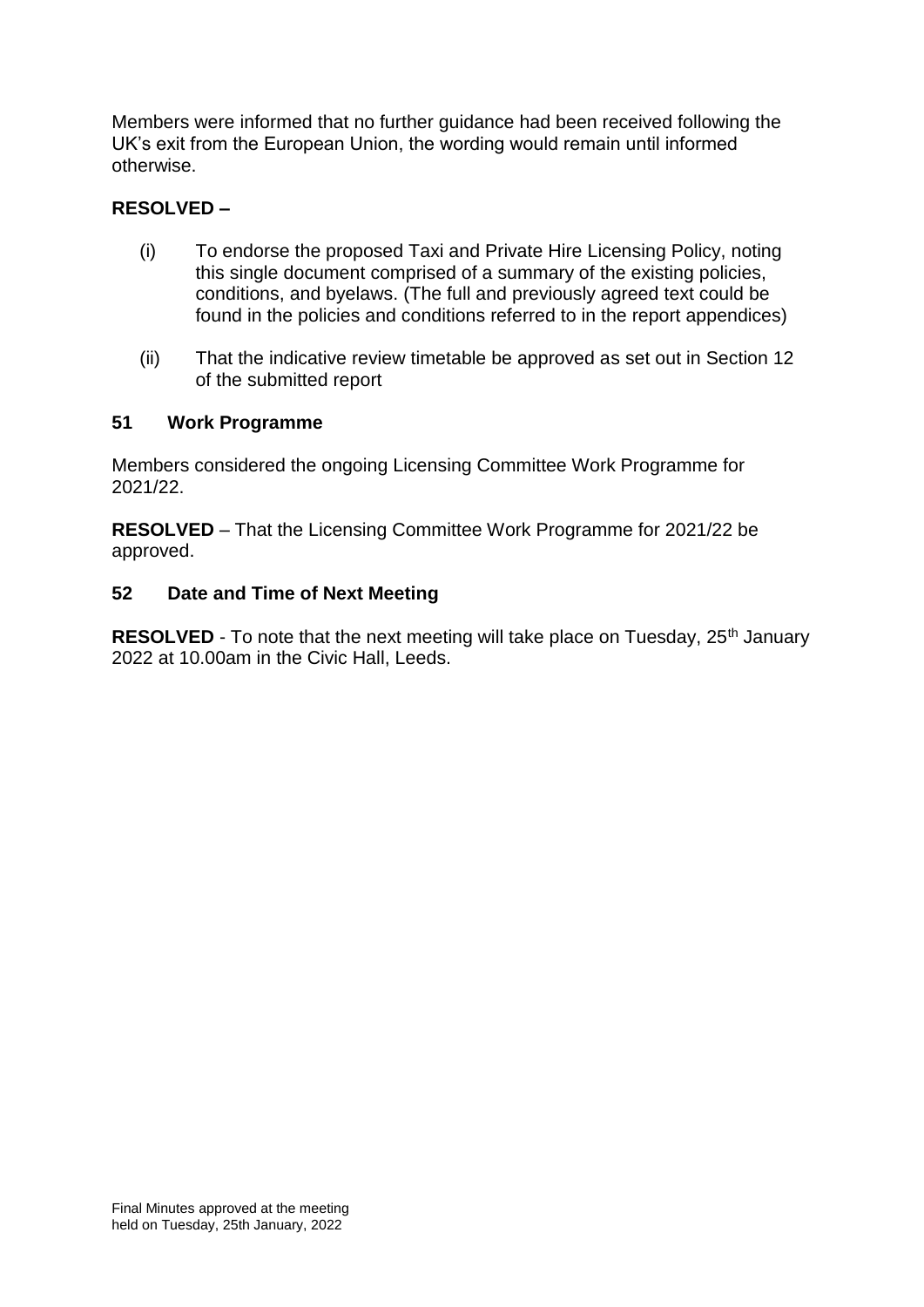Members were informed that no further guidance had been received following the UK's exit from the European Union, the wording would remain until informed otherwise.

**RESOLVED –**

(i) To endorse the proposed Taxi and Private Hire Licensing Policy, noting this single document comprised of a summary of the existing policies, conditions, and byelaws. (The full and previously agreed text could be found in the policies and conditions referred to in the report appendices)

(ii) That the indicative review timetable be approved as set out in Section 12 of the submitted report

## 51 Work Programme

Members considered the ongoing Licensing Committee Work Programme for 2021/22.

**RESOLVED** – That the Licensing Committee Work Programme for 2021/22 be approved.

## 52 Date and Time of Next Meeting

**RESOLVED** - To note that the next meeting will take place on Tuesday, 25th January 2022 at 10.00am in the Civic Hall, Leeds.